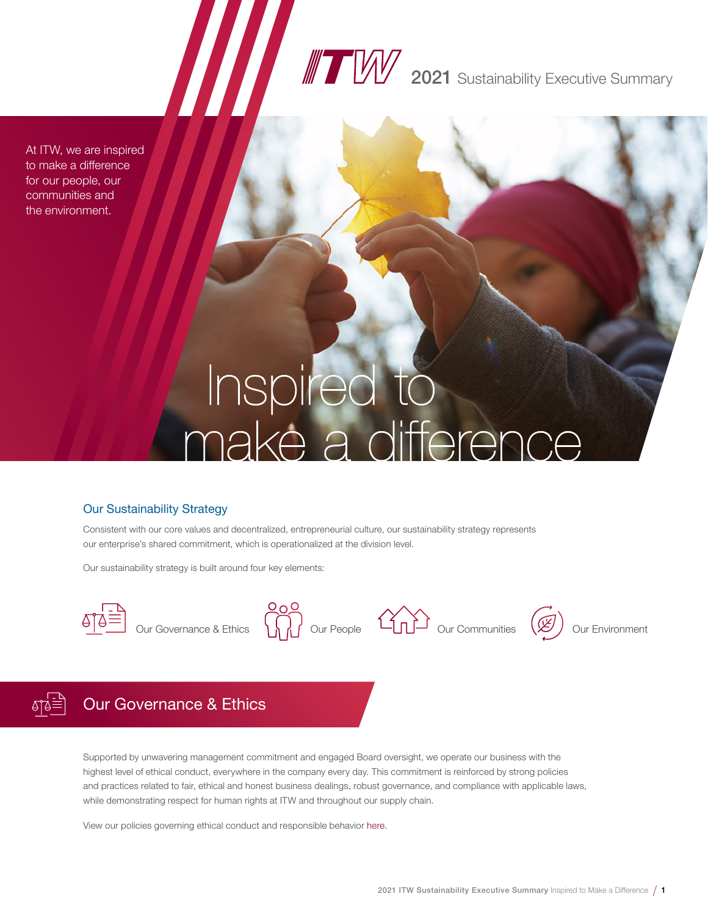ITW 2021 Sustainability Executive Summary

At ITW, we are inspired to make a difference for our people, our communities and the environment.

# Inspired to make a difference

## Our Sustainability Strategy

Consistent with our core values and decentralized, entrepreneurial culture, our sustainability strategy represents our enterprise's shared commitment, which is operationalized at the division level.

Our sustainability strategy is built around four key elements:

- Our Governance & Ethics
- Our People
- Our Communities
- Our Environment

## Our Governance & Ethics

Supported by unwavering management commitment and engaged Board oversight, we operate our business with the highest level of ethical conduct, everywhere in the company every day. This commitment is reinforced by strong policies and practices related to fair, ethical and honest business dealings, robust governance, and compliance with applicable laws, while demonstrating respect for human rights at ITW and throughout our supply chain.

View our policies governing ethical conduct and responsible behavior here.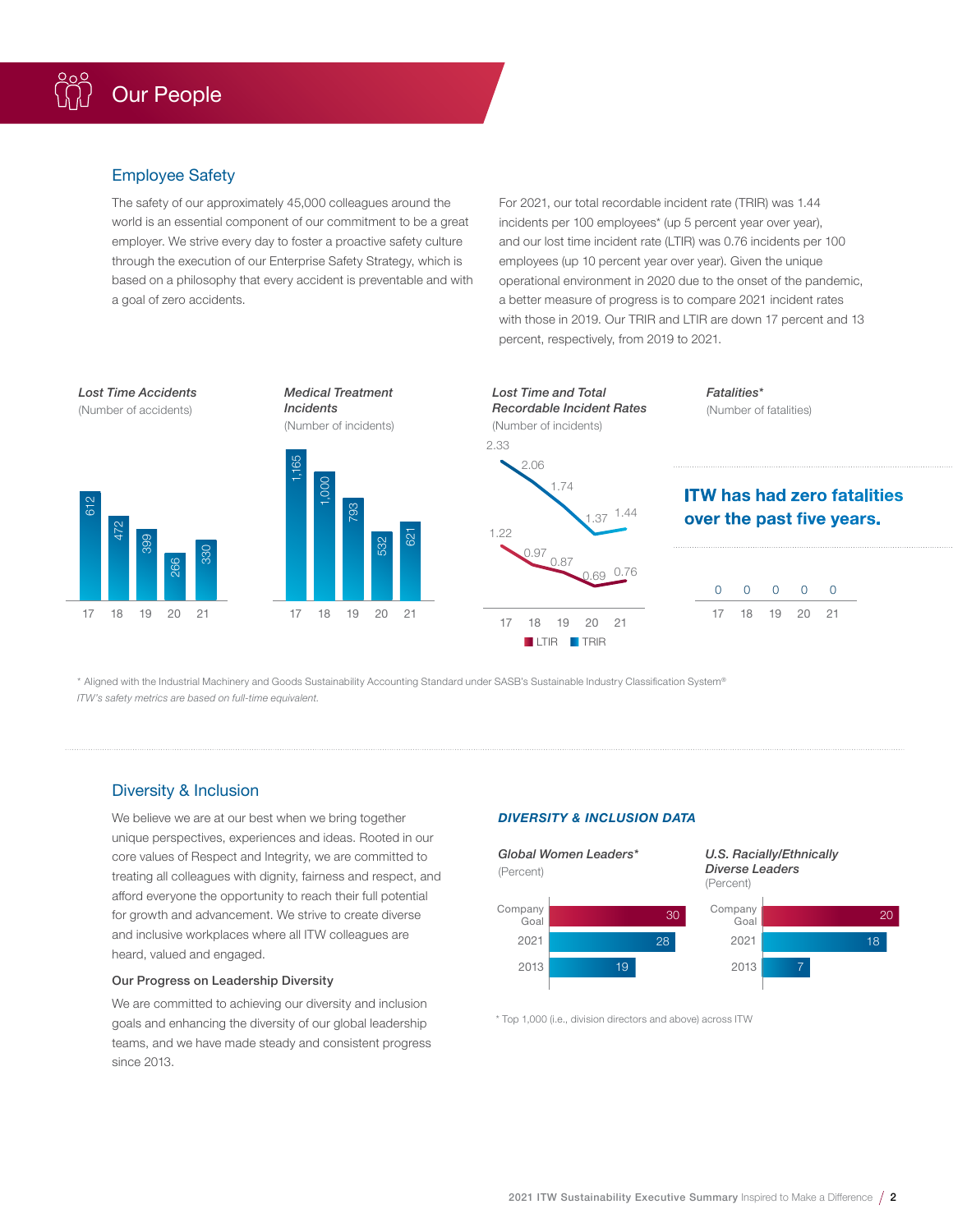# Our People

## Employee Safety

The safety of our approximately 45,000 colleagues around the world is an essential component of our commitment to be a great employer. We strive every day to foster a proactive safety culture through the execution of our Enterprise Safety Strategy, which is based on a philosophy that every accident is preventable and with a goal of zero accidents.

For 2021, our total recordable incident rate (TRIR) was 1.44 incidents per 100 employees* (up 5 percent year over year), and our lost time incident rate (LTIR) was 0.76 incidents per 100 employees (up 10 percent year over year). Given the unique operational environment in 2020 due to the onset of the pandemic, a better measure of progress is to compare 2021 incident rates with those in 2019. Our TRIR and LTIR are down 17 percent and 13 percent, respectively, from 2019 to 2021.

***Lost Time Accidents***
(Number of accidents)

| 17 | 18 | 19 | 20 | 21 |
|---|---|---|---|---|
| 612 | 472 | 399 | 266 | 330 |

***Medical Treatment Incidents***
(Number of incidents)

| 17 | 18 | 19 | 20 | 21 |
|---|---|---|---|---|
| 1,165 | 1,000 | 793 | 532 | 621 |

***Lost Time and Total Recordable Incident Rates***
(Number of incidents)

| | 17 | 18 | 19 | 20 | 21 |
|---|---|---|---|---|---|
| LTIR | 1.22 | 0.97 | 0.87 | 0.69 | 0.76 |
| TRIR | 2.33 | 2.06 | 1.74 | 1.37 | 1.44 |

***Fatalities****
(Number of fatalities)

**ITW has had zero fatalities over the past five years.**

| 17 | 18 | 19 | 20 | 21 |
|---|---|---|---|---|
| 0 | 0 | 0 | 0 | 0 |

\* Aligned with the Industrial Machinery and Goods Sustainability Accounting Standard under SASB's Sustainable Industry Classification System®
*ITW's safety metrics are based on full-time equivalent.*

## Diversity & Inclusion

We believe we are at our best when we bring together unique perspectives, experiences and ideas. Rooted in our core values of Respect and Integrity, we are committed to treating all colleagues with dignity, fairness and respect, and afford everyone the opportunity to reach their full potential for growth and advancement. We strive to create diverse and inclusive workplaces where all ITW colleagues are heard, valued and engaged.

### Our Progress on Leadership Diversity

We are committed to achieving our diversity and inclusion goals and enhancing the diversity of our global leadership teams, and we have made steady and consistent progress since 2013.

***DIVERSITY & INCLUSION DATA***

***Global Women Leaders****
(Percent)

| | Percent |
|---|---|
| Company Goal | 30 |
| 2021 | 28 |
| 2013 | 19 |

***U.S. Racially/Ethnically Diverse Leaders***
(Percent)

| | Percent |
|---|---|
| Company Goal | 20 |
| 2021 | 18 |
| 2013 | 7 |

\* Top 1,000 (i.e., division directors and above) across ITW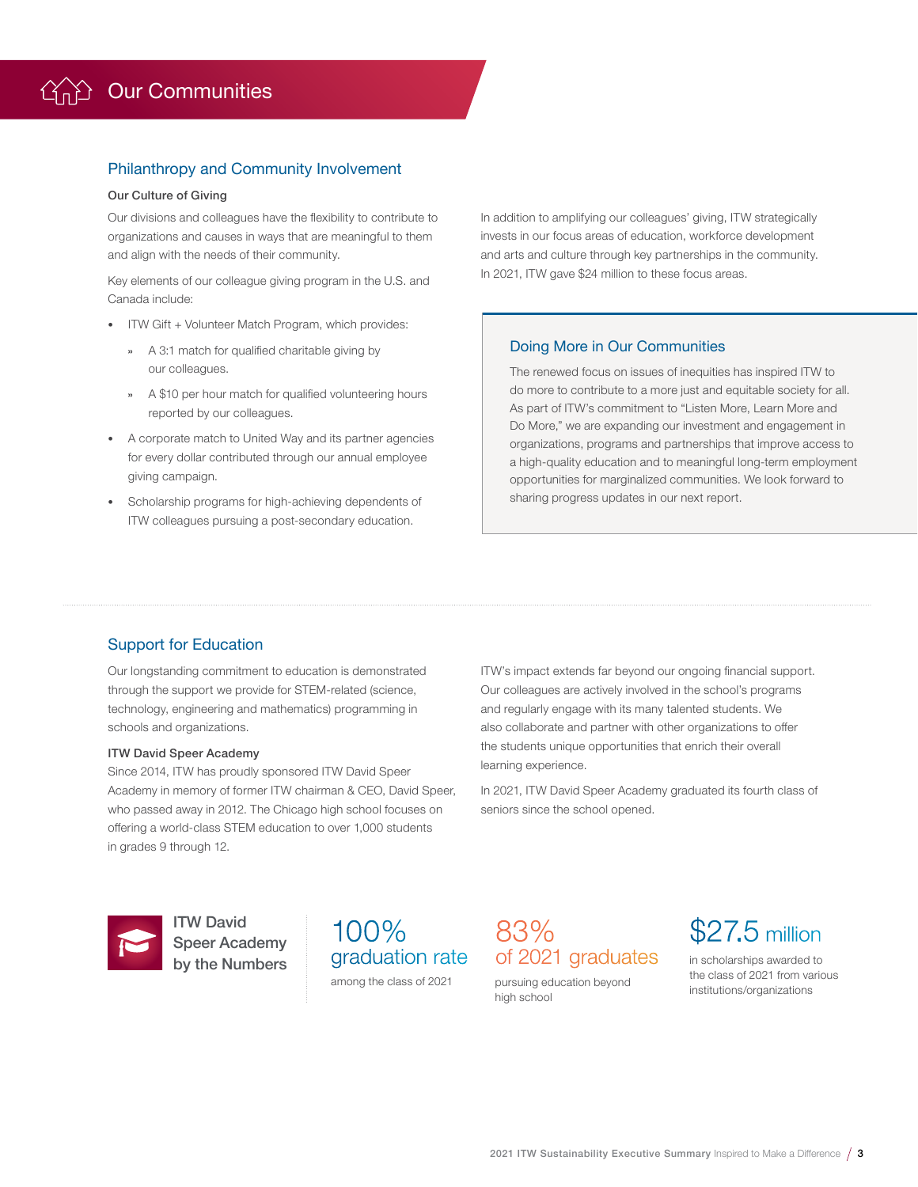# Our Communities

## Philanthropy and Community Involvement

### Our Culture of Giving

Our divisions and colleagues have the flexibility to contribute to organizations and causes in ways that are meaningful to them and align with the needs of their community.

Key elements of our colleague giving program in the U.S. and Canada include:

- ITW Gift + Volunteer Match Program, which provides:
  - A 3:1 match for qualified charitable giving by our colleagues.
  - A $10 per hour match for qualified volunteering hours reported by our colleagues.
- A corporate match to United Way and its partner agencies for every dollar contributed through our annual employee giving campaign.
- Scholarship programs for high-achieving dependents of ITW colleagues pursuing a post-secondary education.

In addition to amplifying our colleagues' giving, ITW strategically invests in our focus areas of education, workforce development and arts and culture through key partnerships in the community. In 2021, ITW gave $24 million to these focus areas.

### Doing More in Our Communities

The renewed focus on issues of inequities has inspired ITW to do more to contribute to a more just and equitable society for all. As part of ITW's commitment to "Listen More, Learn More and Do More," we are expanding our investment and engagement in organizations, programs and partnerships that improve access to a high-quality education and to meaningful long-term employment opportunities for marginalized communities. We look forward to sharing progress updates in our next report.

## Support for Education

Our longstanding commitment to education is demonstrated through the support we provide for STEM-related (science, technology, engineering and mathematics) programming in schools and organizations.

### ITW David Speer Academy

Since 2014, ITW has proudly sponsored ITW David Speer Academy in memory of former ITW chairman & CEO, David Speer, who passed away in 2012. The Chicago high school focuses on offering a world-class STEM education to over 1,000 students in grades 9 through 12.

ITW's impact extends far beyond our ongoing financial support. Our colleagues are actively involved in the school's programs and regularly engage with its many talented students. We also collaborate and partner with other organizations to offer the students unique opportunities that enrich their overall learning experience.

In 2021, ITW David Speer Academy graduated its fourth class of seniors since the school opened.

### ITW David Speer Academy by the Numbers

**100%** graduation rate
among the class of 2021

**83%** of 2021 graduates
pursuing education beyond high school

**$27.5 million**
in scholarships awarded to the class of 2021 from various institutions/organizations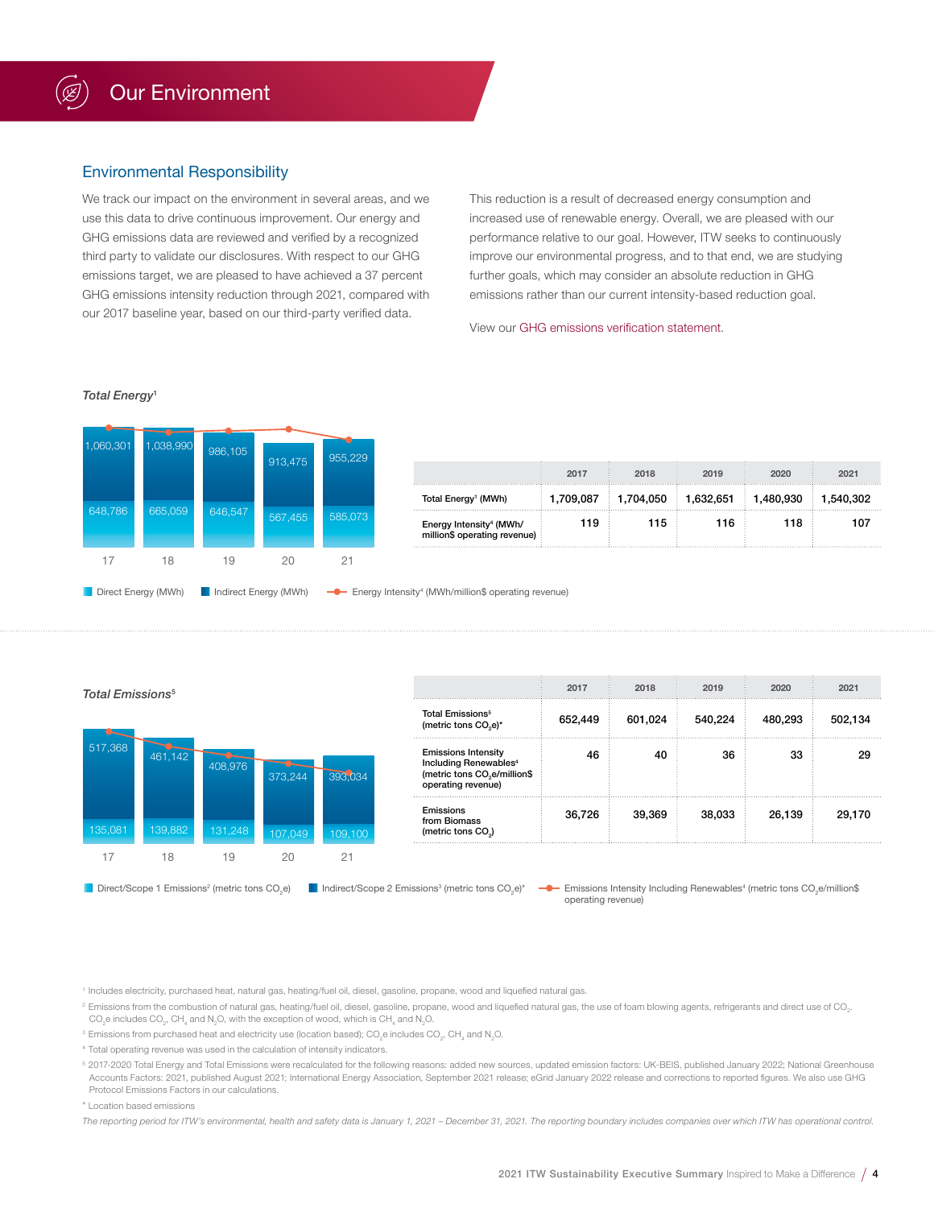# Our Environment

## Environmental Responsibility

We track our impact on the environment in several areas, and we use this data to drive continuous improvement. Our energy and GHG emissions data are reviewed and verified by a recognized third party to validate our disclosures. With respect to our GHG emissions target, we are pleased to have achieved a 37 percent GHG emissions intensity reduction through 2021, compared with our 2017 baseline year, based on our third-party verified data.

This reduction is a result of decreased energy consumption and increased use of renewable energy. Overall, we are pleased with our performance relative to our goal. However, ITW seeks to continuously improve our environmental progress, and to that end, we are studying further goals, which may consider an absolute reduction in GHG emissions rather than our current intensity-based reduction goal.

View our GHG emissions verification statement.

*Total Energy*[1]

| | 17 | 18 | 19 | 20 | 21 |
|---|---|---|---|---|---|
| Indirect Energy (MWh) | 1,060,301 | 1,038,990 | 986,105 | 913,475 | 955,229 |
| Direct Energy (MWh) | 648,786 | 665,059 | 646,547 | 567,455 | 585,073 |

Direct Energy (MWh) | Indirect Energy (MWh) | Energy Intensity[4] (MWh/million$ operating revenue)

| | 2017 | 2018 | 2019 | 2020 | 2021 |
|---|---|---|---|---|---|
| Total Energy[1] (MWh) | 1,709,087 | 1,704,050 | 1,632,651 | 1,480,930 | 1,540,302 |
| Energy Intensity[4] (MWh/ million$ operating revenue) | 119 | 115 | 116 | 118 | 107 |

*Total Emissions*[5]

| | 17 | 18 | 19 | 20 | 21 |
|---|---|---|---|---|---|
| Indirect/Scope 2 Emissions[3] (metric tons $CO_2$e)* | 517,368 | 461,142 | 408,976 | 373,244 | 393,034 |
| Direct/Scope 1 Emissions[2] (metric tons $CO_2$e) | 135,081 | 139,882 | 131,248 | 107,049 | 109,100 |

Direct/Scope 1 Emissions[2] (metric tons $CO_2$e) | Indirect/Scope 2 Emissions[3] (metric tons $CO_2$e)* | Emissions Intensity Including Renewables[4] (metric tons $CO_2$e/million$ operating revenue)

| | 2017 | 2018 | 2019 | 2020 | 2021 |
|---|---|---|---|---|---|
| Total Emissions[5] (metric tons $CO_2$e)* | 652,449 | 601,024 | 540,224 | 480,293 | 502,134 |
| Emissions Intensity Including Renewables[4] (metric tons $CO_2$e/million$ operating revenue) | 46 | 40 | 36 | 33 | 29 |
| Emissions from Biomass (metric tons $CO_2$) | 36,726 | 39,369 | 38,033 | 26,139 | 29,170 |

[1] Includes electricity, purchased heat, natural gas, heating/fuel oil, diesel, gasoline, propane, wood and liquefied natural gas.

[2] Emissions from the combustion of natural gas, heating/fuel oil, diesel, gasoline, propane, wood and liquefied natural gas, the use of foam blowing agents, refrigerants and direct use of $CO_2$. $CO_2$e includes $CO_2$, $CH_4$ and $N_2O$, with the exception of wood, which is $CH_4$ and $N_2O$.

[3] Emissions from purchased heat and electricity use (location based); $CO_2$e includes $CO_2$, $CH_4$ and $N_2O$.

[4] Total operating revenue was used in the calculation of intensity indicators.

[5] 2017-2020 Total Energy and Total Emissions were recalculated for the following reasons: added new sources, updated emission factors: UK-BEIS, published January 2022; National Greenhouse Accounts Factors: 2021, published August 2021; International Energy Association, September 2021 release; eGrid January 2022 release and corrections to reported figures. We also use GHG Protocol Emissions Factors in our calculations.

* Location based emissions

*The reporting period for ITW's environmental, health and safety data is January 1, 2021 – December 31, 2021. The reporting boundary includes companies over which ITW has operational control.*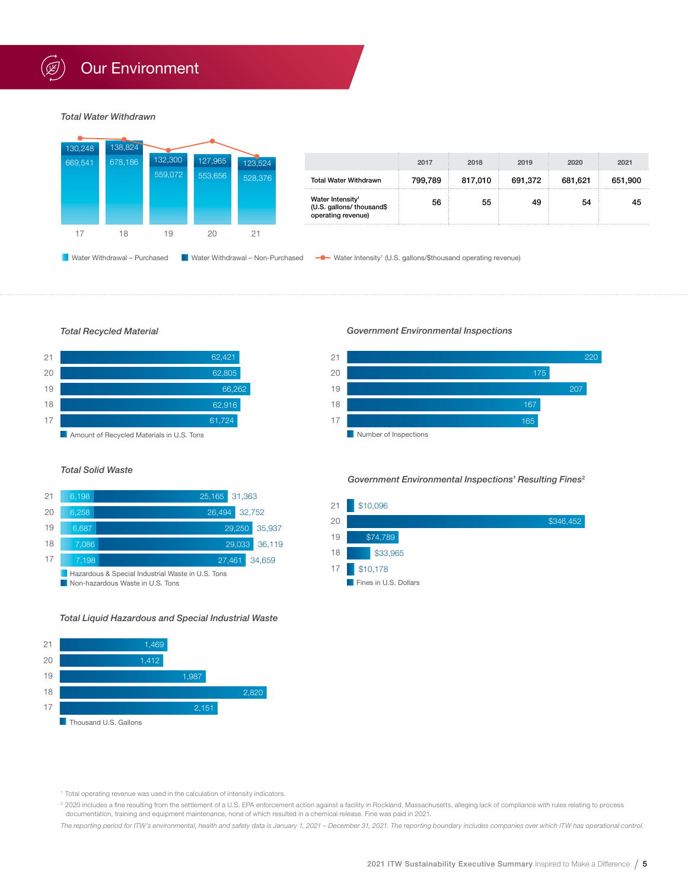# Our Environment

### Total Water Withdrawn

130,248
669,541
138,824
678,186
132,300
559,072
127,965
553,656
123,524
528,376

17 18 19 20 21

Water Withdrawal – Purchased
Water Withdrawal – Non-Purchased
Water Intensity[1] (U.S. gallons/$thousand operating revenue)

| | 2017 | 2018 | 2019 | 2020 | 2021 |
|---|---|---|---|---|---|
| Total Water Withdrawn | 799,789 | 817,010 | 691,372 | 681,621 | 651,900 |
| Water Intensity[1] (U.S. gallons/ thousand$ operating revenue) | 56 | 55 | 49 | 54 | 45 |

### Total Recycled Material

21 62,421
20 62,805
19 66,262
18 62,916
17 61,724

Amount of Recycled Materials in U.S. Tons

### Government Environmental Inspections

21 220
20 175
19 207
18 167
17 165

Number of Inspections

### Total Solid Waste

21 6,198 25,165 31,363
20 6,258 26,494 32,752
19 6,687 29,250 35,937
18 7,086 29,033 36,119
17 7,198 27,461 34,659

Hazardous & Special Industrial Waste in U.S. Tons
Non-hazardous Waste in U.S. Tons

### Government Environmental Inspections' Resulting Fines[2]

21 $10,096
20 $346,452
19 $74,789
18 $33,965
17 $10,178

Fines in U.S. Dollars

### Total Liquid Hazardous and Special Industrial Waste

21 1,469
20 1,412
19 1,987
18 2,820
17 2,151

Thousand U.S. Gallons

[1] Total operating revenue was used in the calculation of intensity indicators.

[2] 2020 includes a fine resulting from the settlement of a U.S. EPA enforcement action against a facility in Rockland, Massachusetts, alleging lack of compliance with rules relating to process documentation, training and equipment maintenance, none of which resulted in a chemical release. Fine was paid in 2021.

*The reporting period for ITW's environmental, health and safety data is January 1, 2021 – December 31, 2021. The reporting boundary includes companies over which ITW has operational control.*